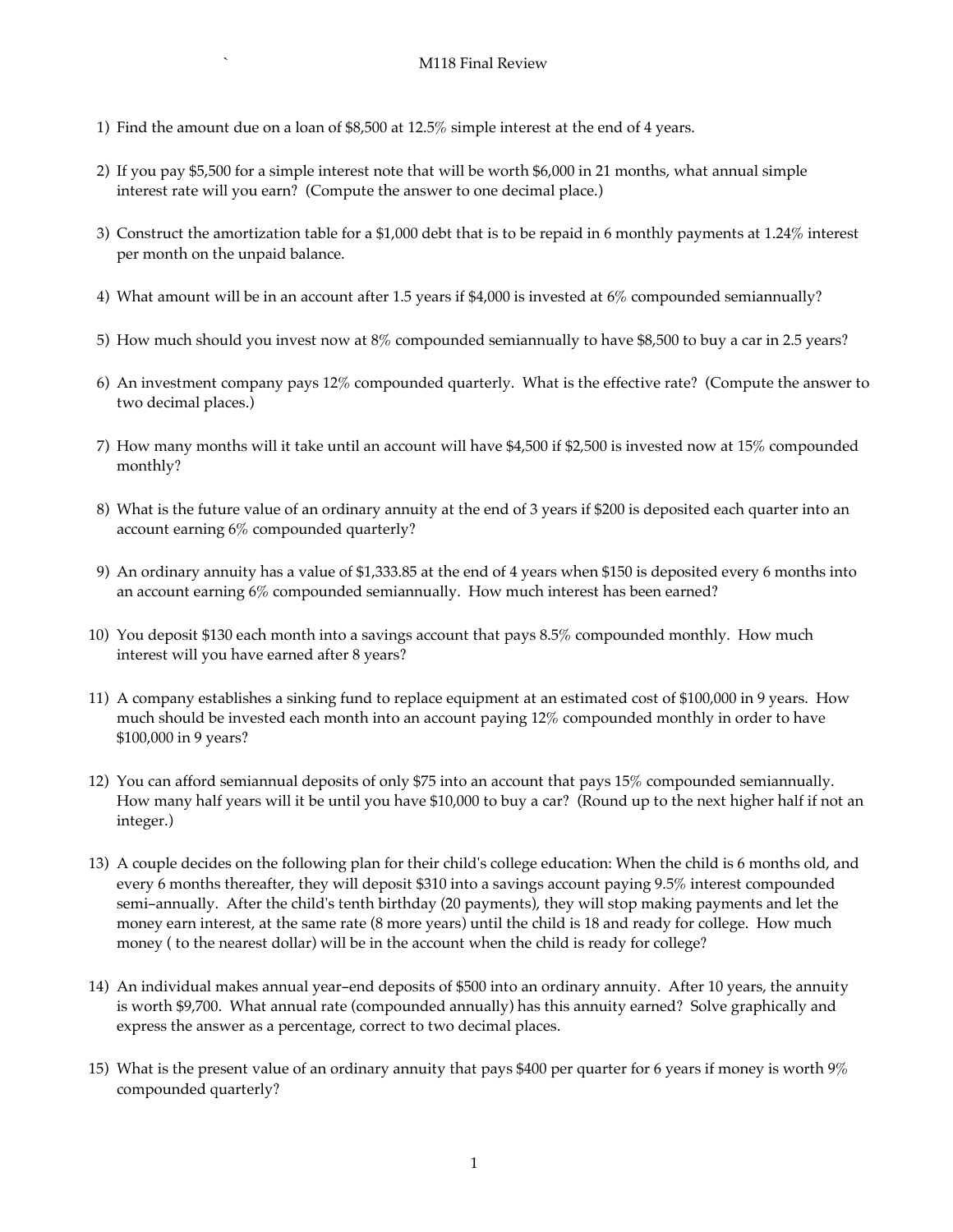# M118 Final Review

1) Find the amount due on a loan of $8,500 at 12.5% simple interest at the end of 4 years.

2) If you pay $5,500 for a simple interest note that will be worth $6,000 in 21 months, what annual simple interest rate will you earn? (Compute the answer to one decimal place.)

3) Construct the amortization table for a $1,000 debt that is to be repaid in 6 monthly payments at 1.24% interest per month on the unpaid balance.

4) What amount will be in an account after 1.5 years if $4,000 is invested at 6% compounded semiannually?

5) How much should you invest now at 8% compounded semiannually to have $8,500 to buy a car in 2.5 years?

6) An investment company pays 12% compounded quarterly. What is the effective rate? (Compute the answer to two decimal places.)

7) How many months will it take until an account will have $4,500 if $2,500 is invested now at 15% compounded monthly?

8) What is the future value of an ordinary annuity at the end of 3 years if $200 is deposited each quarter into an account earning 6% compounded quarterly?

9) An ordinary annuity has a value of $1,333.85 at the end of 4 years when $150 is deposited every 6 months into an account earning 6% compounded semiannually. How much interest has been earned?

10) You deposit $130 each month into a savings account that pays 8.5% compounded monthly. How much interest will you have earned after 8 years?

11) A company establishes a sinking fund to replace equipment at an estimated cost of $100,000 in 9 years. How much should be invested each month into an account paying 12% compounded monthly in order to have $100,000 in 9 years?

12) You can afford semiannual deposits of only $75 into an account that pays 15% compounded semiannually. How many half years will it be until you have $10,000 to buy a car? (Round up to the next higher half if not an integer.)

13) A couple decides on the following plan for their child's college education: When the child is 6 months old, and every 6 months thereafter, they will deposit $310 into a savings account paying 9.5% interest compounded semi–annually. After the child's tenth birthday (20 payments), they will stop making payments and let the money earn interest, at the same rate (8 more years) until the child is 18 and ready for college. How much money ( to the nearest dollar) will be in the account when the child is ready for college?

14) An individual makes annual year–end deposits of $500 into an ordinary annuity. After 10 years, the annuity is worth $9,700. What annual rate (compounded annually) has this annuity earned? Solve graphically and express the answer as a percentage, correct to two decimal places.

15) What is the present value of an ordinary annuity that pays $400 per quarter for 6 years if money is worth 9% compounded quarterly?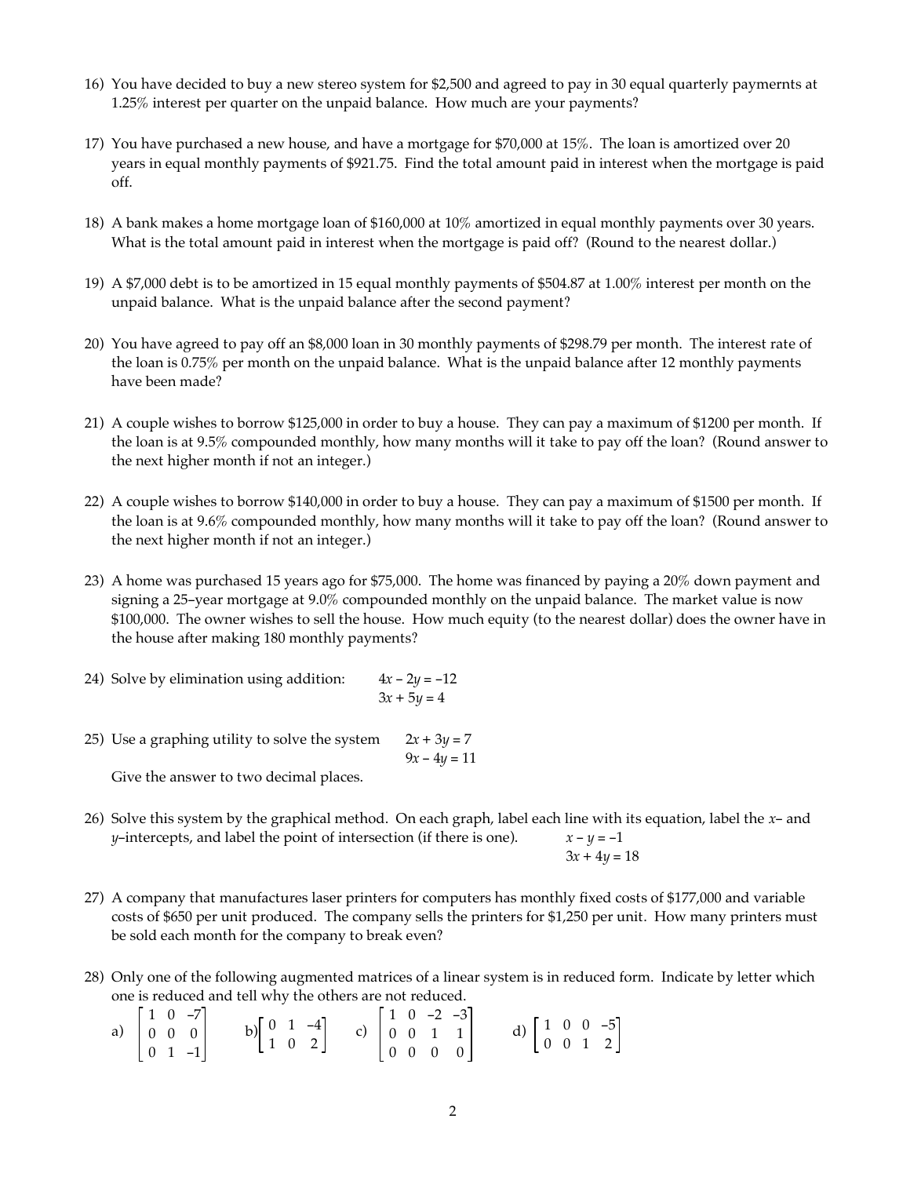16) You have decided to buy a new stereo system for \$2,500 and agreed to pay in 30 equal quarterly paymernts at 1.25% interest per quarter on the unpaid balance. How much are your payments?

17) You have purchased a new house, and have a mortgage for \$70,000 at 15%. The loan is amortized over 20 years in equal monthly payments of \$921.75. Find the total amount paid in interest when the mortgage is paid off.

18) A bank makes a home mortgage loan of \$160,000 at 10% amortized in equal monthly payments over 30 years. What is the total amount paid in interest when the mortgage is paid off? (Round to the nearest dollar.)

19) A \$7,000 debt is to be amortized in 15 equal monthly payments of \$504.87 at 1.00% interest per month on the unpaid balance. What is the unpaid balance after the second payment?

20) You have agreed to pay off an \$8,000 loan in 30 monthly payments of \$298.79 per month. The interest rate of the loan is 0.75% per month on the unpaid balance. What is the unpaid balance after 12 monthly payments have been made?

21) A couple wishes to borrow \$125,000 in order to buy a house. They can pay a maximum of \$1200 per month. If the loan is at 9.5% compounded monthly, how many months will it take to pay off the loan? (Round answer to the next higher month if not an integer.)

22) A couple wishes to borrow \$140,000 in order to buy a house. They can pay a maximum of \$1500 per month. If the loan is at 9.6% compounded monthly, how many months will it take to pay off the loan? (Round answer to the next higher month if not an integer.)

23) A home was purchased 15 years ago for \$75,000. The home was financed by paying a 20% down payment and signing a 25–year mortgage at 9.0% compounded monthly on the unpaid balance. The market value is now \$100,000. The owner wishes to sell the house. How much equity (to the nearest dollar) does the owner have in the house after making 180 monthly payments?

24) Solve by elimination using addition:

$$4x - 2y = -12$$
$$3x + 5y = 4$$

25) Use a graphing utility to solve the system

$$2x + 3y = 7$$
$$9x - 4y = 11$$

Give the answer to two decimal places.

26) Solve this system by the graphical method. On each graph, label each line with its equation, label the $x$– and $y$–intercepts, and label the point of intersection (if there is one).

$$x - y = -1$$
$$3x + 4y = 18$$

27) A company that manufactures laser printers for computers has monthly fixed costs of \$177,000 and variable costs of \$650 per unit produced. The company sells the printers for \$1,250 per unit. How many printers must be sold each month for the company to break even?

28) Only one of the following augmented matrices of a linear system is in reduced form. Indicate by letter which one is reduced and tell why the others are not reduced.

a) $\begin{bmatrix} 1 & 0 & -7 \\ 0 & 0 & 0 \\ 0 & 1 & -1 \end{bmatrix}$ b) $\begin{bmatrix} 0 & 1 & -4 \\ 1 & 0 & 2 \end{bmatrix}$ c) $\begin{bmatrix} 1 & 0 & -2 & -3 \\ 0 & 0 & 1 & 1 \\ 0 & 0 & 0 & 0 \end{bmatrix}$ d) $\begin{bmatrix} 1 & 0 & 0 & -5 \\ 0 & 0 & 1 & 2 \end{bmatrix}$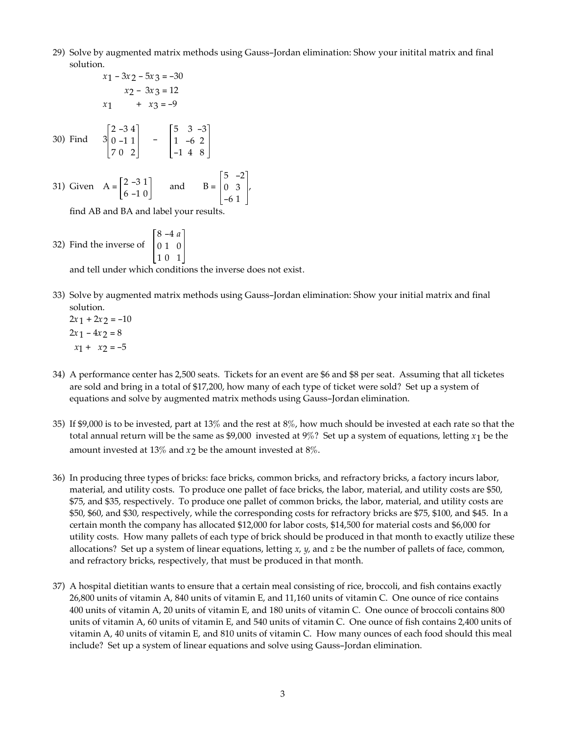29) Solve by augmented matrix methods using Gauss–Jordan elimination: Show your initital matrix and final solution.

$$
\begin{aligned}
x_1 - 3x_2 - 5x_3 &= -30 \\
x_2 - 3x_3 &= 12 \\
x_1 \qquad + x_3 &= -9
\end{aligned}
$$

30) Find $3\begin{bmatrix} 2 & -3 & 4 \\ 0 & -1 & 1 \\ 7 & 0 & 2 \end{bmatrix} - \begin{bmatrix} 5 & 3 & -3 \\ 1 & -6 & 2 \\ -1 & 4 & 8 \end{bmatrix}$

31) Given $A = \begin{bmatrix} 2 & -3 & 1 \\ 6 & -1 & 0 \end{bmatrix}$ and $B = \begin{bmatrix} 5 & -2 \\ 0 & 3 \\ -6 & 1 \end{bmatrix}$,

find AB and BA and label your results.

32) Find the inverse of $\begin{bmatrix} 8 & -4 & a \\ 0 & 1 & 0 \\ 1 & 0 & 1 \end{bmatrix}$

and tell under which conditions the inverse does not exist.

33) Solve by augmented matrix methods using Gauss–Jordan elimination: Show your initial matrix and final solution.

$$
\begin{aligned}
2x_1 + 2x_2 &= -10 \\
2x_1 - 4x_2 &= 8 \\
x_1 + x_2 &= -5
\end{aligned}
$$

34) A performance center has 2,500 seats. Tickets for an event are $6 and $8 per seat. Assuming that all ticketes are sold and bring in a total of $17,200, how many of each type of ticket were sold? Set up a system of equations and solve by augmented matrix methods using Gauss–Jordan elimination.

35) If $9,000 is to be invested, part at 13% and the rest at 8%, how much should be invested at each rate so that the total annual return will be the same as $9,000 invested at 9%? Set up a system of equations, letting $x_1$ be the amount invested at 13% and $x_2$ be the amount invested at 8%.

36) In producing three types of bricks: face bricks, common bricks, and refractory bricks, a factory incurs labor, material, and utility costs. To produce one pallet of face bricks, the labor, material, and utility costs are $50, $75, and $35, respectively. To produce one pallet of common bricks, the labor, material, and utility costs are $50, $60, and $30, respectively, while the corresponding costs for refractory bricks are $75, $100, and $45. In a certain month the company has allocated $12,000 for labor costs, $14,500 for material costs and $6,000 for utility costs. How many pallets of each type of brick should be produced in that month to exactly utilize these allocations? Set up a system of linear equations, letting $x$, $y$, and $z$ be the number of pallets of face, common, and refractory bricks, respectively, that must be produced in that month.

37) A hospital dietitian wants to ensure that a certain meal consisting of rice, broccoli, and fish contains exactly 26,800 units of vitamin A, 840 units of vitamin E, and 11,160 units of vitamin C. One ounce of rice contains 400 units of vitamin A, 20 units of vitamin E, and 180 units of vitamin C. One ounce of broccoli contains 800 units of vitamin A, 60 units of vitamin E, and 540 units of vitamin C. One ounce of fish contains 2,400 units of vitamin A, 40 units of vitamin E, and 810 units of vitamin C. How many ounces of each food should this meal include? Set up a system of linear equations and solve using Gauss–Jordan elimination.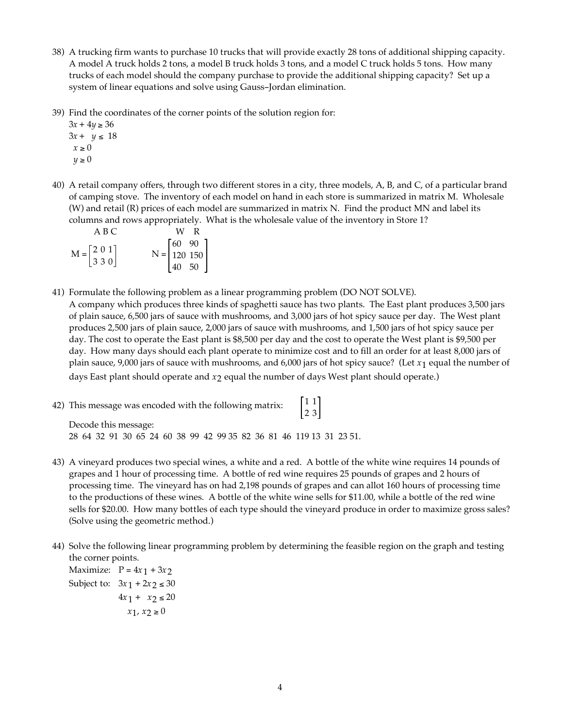38) A trucking firm wants to purchase 10 trucks that will provide exactly 28 tons of additional shipping capacity. A model A truck holds 2 tons, a model B truck holds 3 tons, and a model C truck holds 5 tons. How many trucks of each model should the company purchase to provide the additional shipping capacity? Set up a system of linear equations and solve using Gauss–Jordan elimination.

39) Find the coordinates of the corner points of the solution region for:

$3x + 4y \geq 36$
$3x + y \leq 18$
$x \geq 0$
$y \geq 0$

40) A retail company offers, through two different stores in a city, three models, A, B, and C, of a particular brand of camping stove. The inventory of each model on hand in each store is summarized in matrix M. Wholesale (W) and retail (R) prices of each model are summarized in matrix N. Find the product MN and label its columns and rows appropriately. What is the wholesale value of the inventory in Store 1?

$$\begin{array}{c} \quad\; A\; B\; C \\ M = \begin{bmatrix} 2 & 0 & 1 \\ 3 & 3 & 0 \end{bmatrix} \end{array} \qquad \begin{array}{c} \quad\;\; W \quad R \\ N = \begin{bmatrix} 60 & 90 \\ 120 & 150 \\ 40 & 50 \end{bmatrix} \end{array}$$

41) Formulate the following problem as a linear programming problem (DO NOT SOLVE).
A company which produces three kinds of spaghetti sauce has two plants. The East plant produces 3,500 jars of plain sauce, 6,500 jars of sauce with mushrooms, and 3,000 jars of hot spicy sauce per day. The West plant produces 2,500 jars of plain sauce, 2,000 jars of sauce with mushrooms, and 1,500 jars of hot spicy sauce per day. The cost to operate the East plant is $8,500 per day and the cost to operate the West plant is $9,500 per day. How many days should each plant operate to minimize cost and to fill an order for at least 8,000 jars of plain sauce, 9,000 jars of sauce with mushrooms, and 6,000 jars of hot spicy sauce? (Let $x_1$ equal the number of days East plant should operate and $x_2$ equal the number of days West plant should operate.)

42) This message was encoded with the following matrix: $\begin{bmatrix} 1 & 1 \\ 2 & 3 \end{bmatrix}$

Decode this message:
28 64 32 91 30 65 24 60 38 99 42 99 35 82 36 81 46 119 13 31 23 51.

43) A vineyard produces two special wines, a white and a red. A bottle of the white wine requires 14 pounds of grapes and 1 hour of processing time. A bottle of red wine requires 25 pounds of grapes and 2 hours of processing time. The vineyard has on had 2,198 pounds of grapes and can allot 160 hours of processing time to the productions of these wines. A bottle of the white wine sells for $11.00, while a bottle of the red wine sells for $20.00. How many bottles of each type should the vineyard produce in order to maximize gross sales? (Solve using the geometric method.)

44) Solve the following linear programming problem by determining the feasible region on the graph and testing the corner points.

Maximize: $P = 4x_1 + 3x_2$

Subject to: $3x_1 + 2x_2 \leq 30$
$4x_1 + x_2 \leq 20$
$x_1, x_2 \geq 0$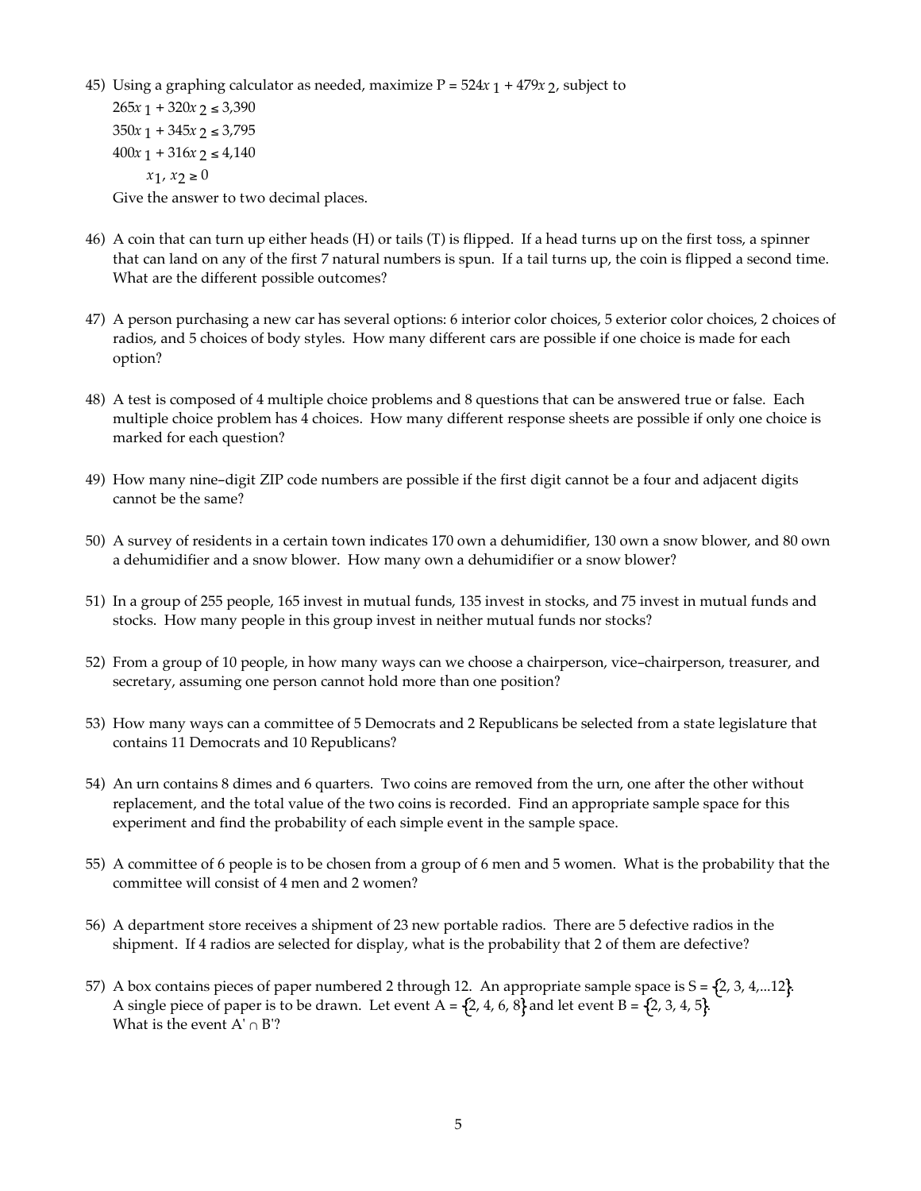45) Using a graphing calculator as needed, maximize $P = 524x_1 + 479x_2$, subject to

$265x_1 + 320x_2 \leq 3{,}390$
$350x_1 + 345x_2 \leq 3{,}795$
$400x_1 + 316x_2 \leq 4{,}140$
$x_1, x_2 \geq 0$

Give the answer to two decimal places.

46) A coin that can turn up either heads (H) or tails (T) is flipped. If a head turns up on the first toss, a spinner that can land on any of the first 7 natural numbers is spun. If a tail turns up, the coin is flipped a second time. What are the different possible outcomes?

47) A person purchasing a new car has several options: 6 interior color choices, 5 exterior color choices, 2 choices of radios, and 5 choices of body styles. How many different cars are possible if one choice is made for each option?

48) A test is composed of 4 multiple choice problems and 8 questions that can be answered true or false. Each multiple choice problem has 4 choices. How many different response sheets are possible if only one choice is marked for each question?

49) How many nine-digit ZIP code numbers are possible if the first digit cannot be a four and adjacent digits cannot be the same?

50) A survey of residents in a certain town indicates 170 own a dehumidifier, 130 own a snow blower, and 80 own a dehumidifier and a snow blower. How many own a dehumidifier or a snow blower?

51) In a group of 255 people, 165 invest in mutual funds, 135 invest in stocks, and 75 invest in mutual funds and stocks. How many people in this group invest in neither mutual funds nor stocks?

52) From a group of 10 people, in how many ways can we choose a chairperson, vice-chairperson, treasurer, and secretary, assuming one person cannot hold more than one position?

53) How many ways can a committee of 5 Democrats and 2 Republicans be selected from a state legislature that contains 11 Democrats and 10 Republicans?

54) An urn contains 8 dimes and 6 quarters. Two coins are removed from the urn, one after the other without replacement, and the total value of the two coins is recorded. Find an appropriate sample space for this experiment and find the probability of each simple event in the sample space.

55) A committee of 6 people is to be chosen from a group of 6 men and 5 women. What is the probability that the committee will consist of 4 men and 2 women?

56) A department store receives a shipment of 23 new portable radios. There are 5 defective radios in the shipment. If 4 radios are selected for display, what is the probability that 2 of them are defective?

57) A box contains pieces of paper numbered 2 through 12. An appropriate sample space is $S = \{2, 3, 4, ...12\}$. A single piece of paper is to be drawn. Let event $A = \{2, 4, 6, 8\}$ and let event $B = \{2, 3, 4, 5\}$. What is the event $A' \cap B'$?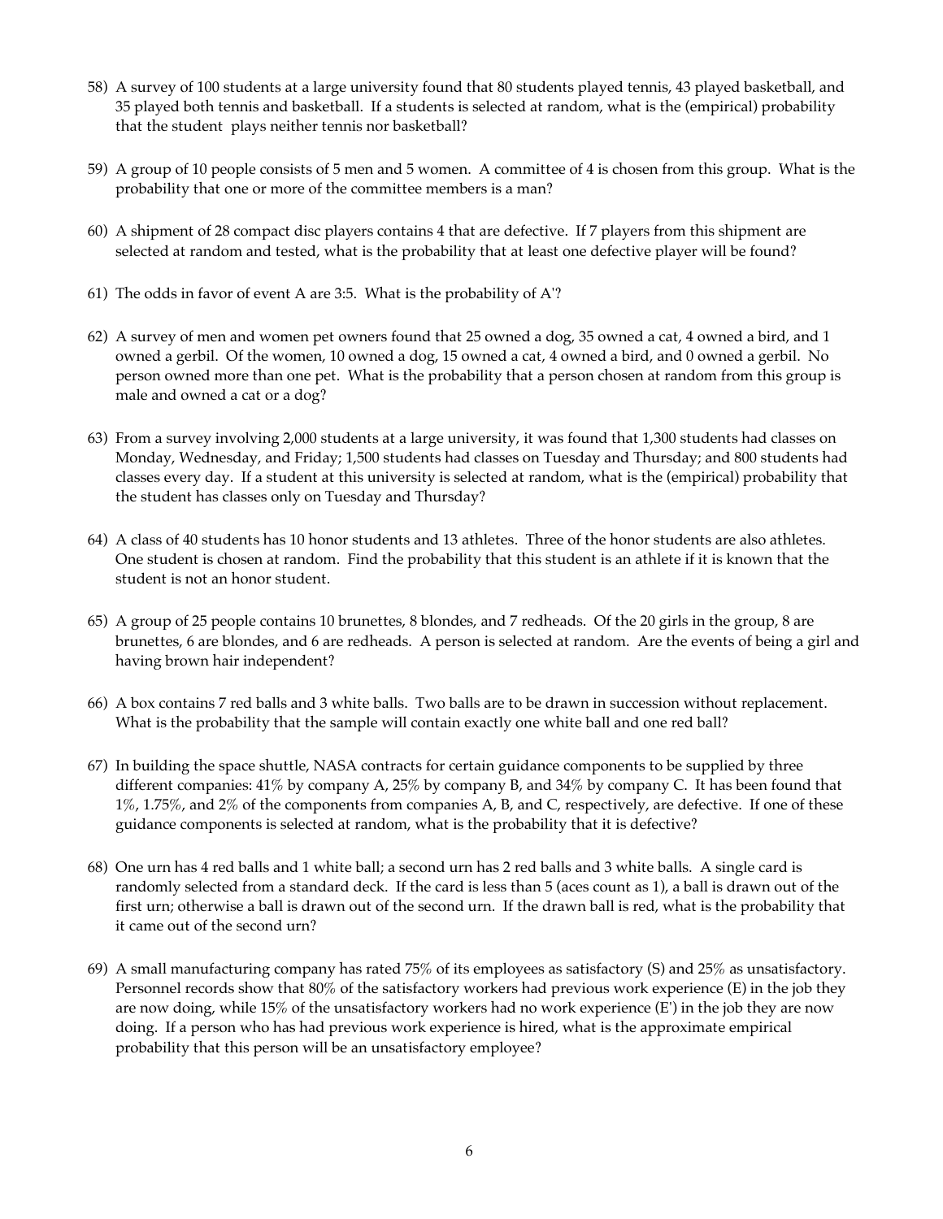58) A survey of 100 students at a large university found that 80 students played tennis, 43 played basketball, and 35 played both tennis and basketball. If a students is selected at random, what is the (empirical) probability that the student plays neither tennis nor basketball?

59) A group of 10 people consists of 5 men and 5 women. A committee of 4 is chosen from this group. What is the probability that one or more of the committee members is a man?

60) A shipment of 28 compact disc players contains 4 that are defective. If 7 players from this shipment are selected at random and tested, what is the probability that at least one defective player will be found?

61) The odds in favor of event A are 3:5. What is the probability of A'?

62) A survey of men and women pet owners found that 25 owned a dog, 35 owned a cat, 4 owned a bird, and 1 owned a gerbil. Of the women, 10 owned a dog, 15 owned a cat, 4 owned a bird, and 0 owned a gerbil. No person owned more than one pet. What is the probability that a person chosen at random from this group is male and owned a cat or a dog?

63) From a survey involving 2,000 students at a large university, it was found that 1,300 students had classes on Monday, Wednesday, and Friday; 1,500 students had classes on Tuesday and Thursday; and 800 students had classes every day. If a student at this university is selected at random, what is the (empirical) probability that the student has classes only on Tuesday and Thursday?

64) A class of 40 students has 10 honor students and 13 athletes. Three of the honor students are also athletes. One student is chosen at random. Find the probability that this student is an athlete if it is known that the student is not an honor student.

65) A group of 25 people contains 10 brunettes, 8 blondes, and 7 redheads. Of the 20 girls in the group, 8 are brunettes, 6 are blondes, and 6 are redheads. A person is selected at random. Are the events of being a girl and having brown hair independent?

66) A box contains 7 red balls and 3 white balls. Two balls are to be drawn in succession without replacement. What is the probability that the sample will contain exactly one white ball and one red ball?

67) In building the space shuttle, NASA contracts for certain guidance components to be supplied by three different companies: 41% by company A, 25% by company B, and 34% by company C. It has been found that 1%, 1.75%, and 2% of the components from companies A, B, and C, respectively, are defective. If one of these guidance components is selected at random, what is the probability that it is defective?

68) One urn has 4 red balls and 1 white ball; a second urn has 2 red balls and 3 white balls. A single card is randomly selected from a standard deck. If the card is less than 5 (aces count as 1), a ball is drawn out of the first urn; otherwise a ball is drawn out of the second urn. If the drawn ball is red, what is the probability that it came out of the second urn?

69) A small manufacturing company has rated 75% of its employees as satisfactory (S) and 25% as unsatisfactory. Personnel records show that 80% of the satisfactory workers had previous work experience (E) in the job they are now doing, while 15% of the unsatisfactory workers had no work experience (E') in the job they are now doing. If a person who has had previous work experience is hired, what is the approximate empirical probability that this person will be an unsatisfactory employee?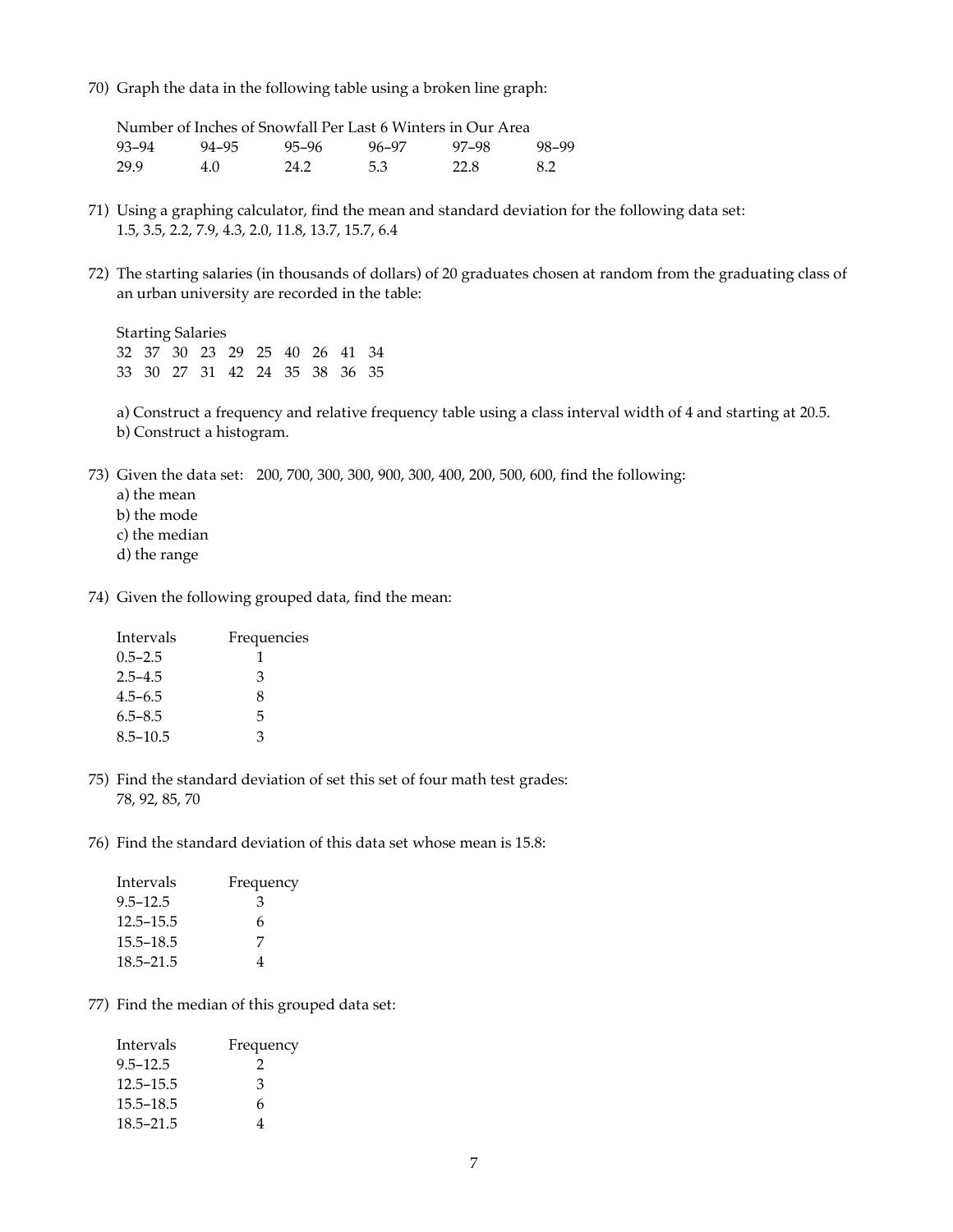70) Graph the data in the following table using a broken line graph:

Number of Inches of Snowfall Per Last 6 Winters in Our Area

| 93–94 | 94–95 | 95–96 | 96–97 | 97–98 | 98–99 |
|---|---|---|---|---|---|
| 29.9 | 4.0 | 24.2 | 5.3 | 22.8 | 8.2 |

71) Using a graphing calculator, find the mean and standard deviation for the following data set:
1.5, 3.5, 2.2, 7.9, 4.3, 2.0, 11.8, 13.7, 15.7, 6.4

72) The starting salaries (in thousands of dollars) of 20 graduates chosen at random from the graduating class of an urban university are recorded in the table:

Starting Salaries

| | | | | | | | | | |
|---|---|---|---|---|---|---|---|---|---|
| 32 | 37 | 30 | 23 | 29 | 25 | 40 | 26 | 41 | 34 |
| 33 | 30 | 27 | 31 | 42 | 24 | 35 | 38 | 36 | 35 |

a) Construct a frequency and relative frequency table using a class interval width of 4 and starting at 20.5.
b) Construct a histogram.

73) Given the data set: 200, 700, 300, 300, 900, 300, 400, 200, 500, 600, find the following:
a) the mean
b) the mode
c) the median
d) the range

74) Given the following grouped data, find the mean:

| Intervals | Frequencies |
|---|---|
| 0.5–2.5 | 1 |
| 2.5–4.5 | 3 |
| 4.5–6.5 | 8 |
| 6.5–8.5 | 5 |
| 8.5–10.5 | 3 |

75) Find the standard deviation of set this set of four math test grades:
78, 92, 85, 70

76) Find the standard deviation of this data set whose mean is 15.8:

| Intervals | Frequency |
|---|---|
| 9.5–12.5 | 3 |
| 12.5–15.5 | 6 |
| 15.5–18.5 | 7 |
| 18.5–21.5 | 4 |

77) Find the median of this grouped data set:

| Intervals | Frequency |
|---|---|
| 9.5–12.5 | 2 |
| 12.5–15.5 | 3 |
| 15.5–18.5 | 6 |
| 18.5–21.5 | 4 |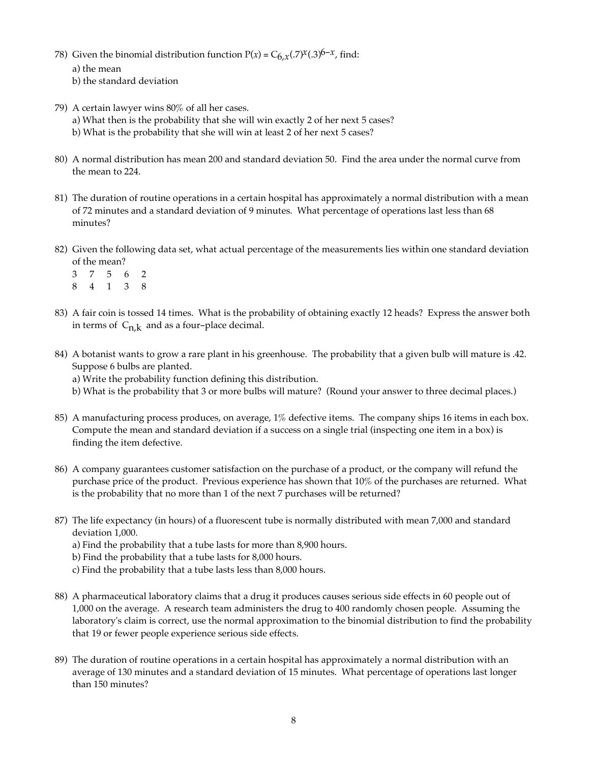78) Given the binomial distribution function $P(x) = C_{6,x}(.7)^x(.3)^{6-x}$, find:

a) the mean

b) the standard deviation

79) A certain lawyer wins 80% of all her cases.

a) What then is the probability that she will win exactly 2 of her next 5 cases?

b) What is the probability that she will win at least 2 of her next 5 cases?

80) A normal distribution has mean 200 and standard deviation 50. Find the area under the normal curve from the mean to 224.

81) The duration of routine operations in a certain hospital has approximately a normal distribution with a mean of 72 minutes and a standard deviation of 9 minutes. What percentage of operations last less than 68 minutes?

82) Given the following data set, what actual percentage of the measurements lies within one standard deviation of the mean?

| | | | | |
|---|---|---|---|---|
| 3 | 7 | 5 | 6 | 2 |
| 8 | 4 | 1 | 3 | 8 |

83) A fair coin is tossed 14 times. What is the probability of obtaining exactly 12 heads? Express the answer both in terms of $C_{n,k}$ and as a four-place decimal.

84) A botanist wants to grow a rare plant in his greenhouse. The probability that a given bulb will mature is .42. Suppose 6 bulbs are planted.

a) Write the probability function defining this distribution.

b) What is the probability that 3 or more bulbs will mature? (Round your answer to three decimal places.)

85) A manufacturing process produces, on average, 1% defective items. The company ships 16 items in each box. Compute the mean and standard deviation if a success on a single trial (inspecting one item in a box) is finding the item defective.

86) A company guarantees customer satisfaction on the purchase of a product, or the company will refund the purchase price of the product. Previous experience has shown that 10% of the purchases are returned. What is the probability that no more than 1 of the next 7 purchases will be returned?

87) The life expectancy (in hours) of a fluorescent tube is normally distributed with mean 7,000 and standard deviation 1,000.

a) Find the probability that a tube lasts for more than 8,900 hours.

b) Find the probability that a tube lasts for 8,000 hours.

c) Find the probability that a tube lasts less than 8,000 hours.

88) A pharmaceutical laboratory claims that a drug it produces causes serious side effects in 60 people out of 1,000 on the average. A research team administers the drug to 400 randomly chosen people. Assuming the laboratory's claim is correct, use the normal approximation to the binomial distribution to find the probability that 19 or fewer people experience serious side effects.

89) The duration of routine operations in a certain hospital has approximately a normal distribution with an average of 130 minutes and a standard deviation of 15 minutes. What percentage of operations last longer than 150 minutes?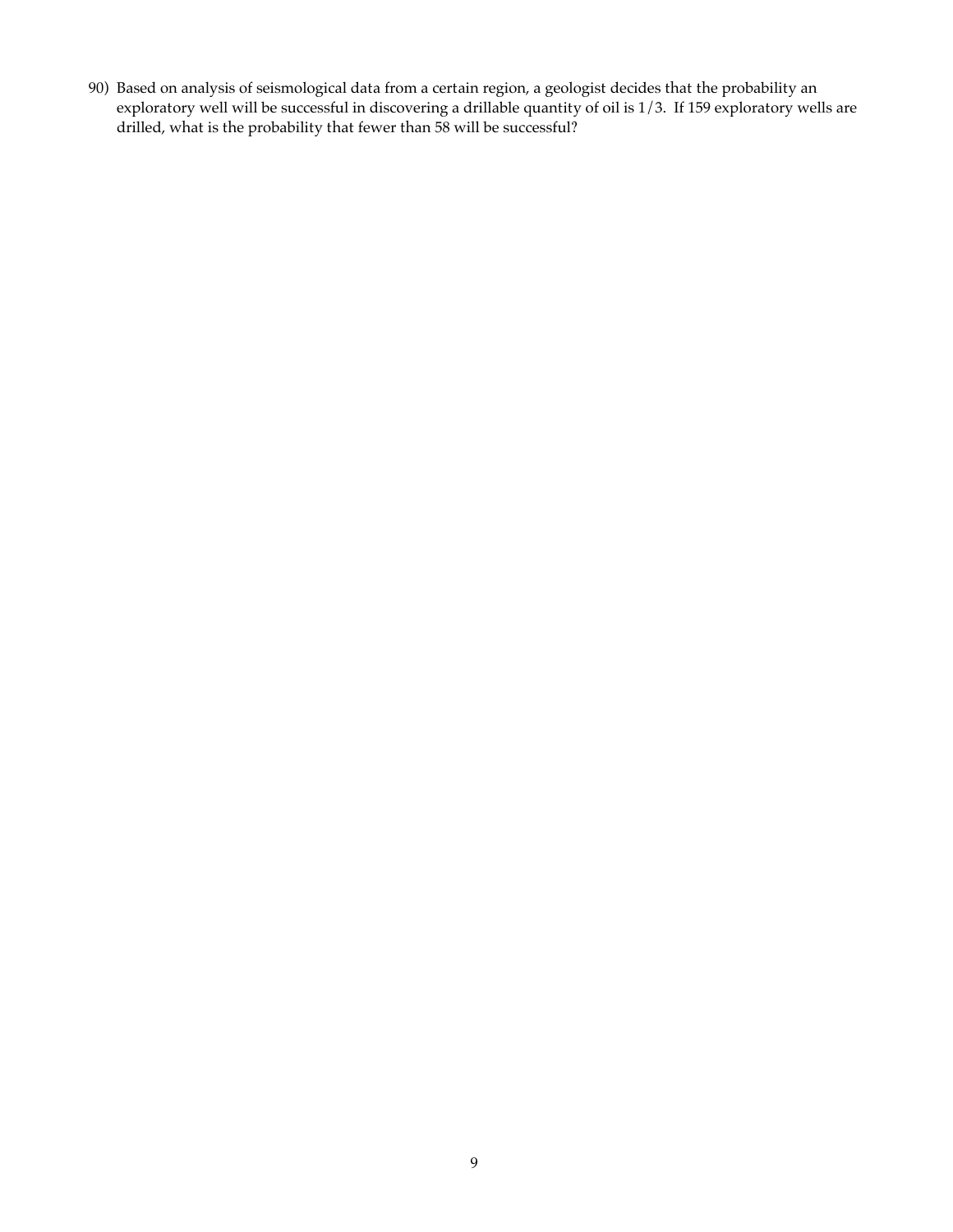90) Based on analysis of seismological data from a certain region, a geologist decides that the probability an exploratory well will be successful in discovering a drillable quantity of oil is $1/3$. If 159 exploratory wells are drilled, what is the probability that fewer than 58 will be successful?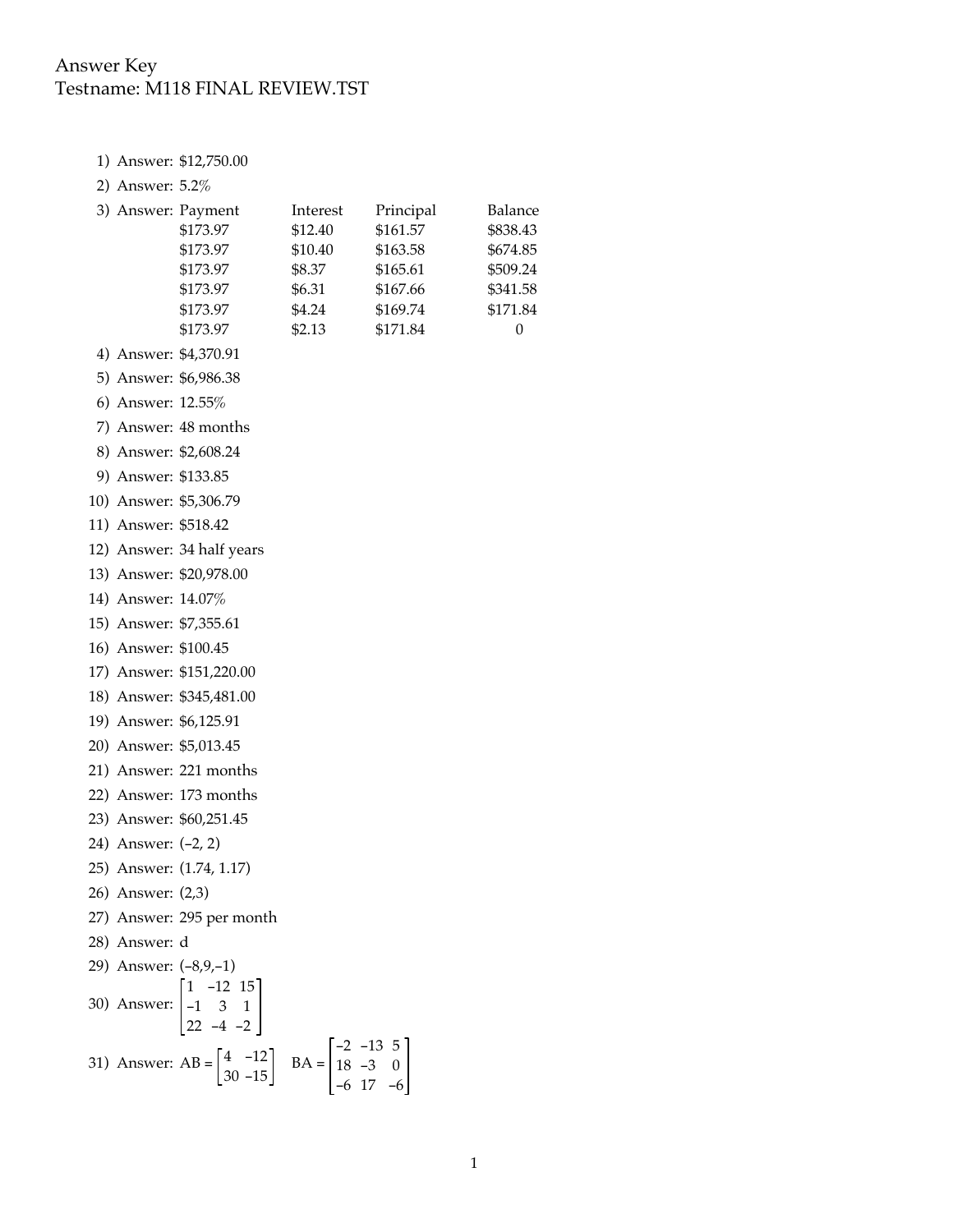Answer Key
Testname: M118 FINAL REVIEW.TST

1) Answer: $12,750.00

2) Answer: 5.2%

3) Answer:

| Payment | Interest | Principal | Balance |
|---|---|---|---|
| $173.97 | $12.40 | $161.57 | $838.43 |
| $173.97 | $10.40 | $163.58 | $674.85 |
| $173.97 | $8.37 | $165.61 | $509.24 |
| $173.97 | $6.31 | $167.66 | $341.58 |
| $173.97 | $4.24 | $169.74 | $171.84 |
| $173.97 | $2.13 | $171.84 | 0 |

4) Answer: $4,370.91

5) Answer: $6,986.38

6) Answer: 12.55%

7) Answer: 48 months

8) Answer: $2,608.24

9) Answer: $133.85

10) Answer: $5,306.79

11) Answer: $518.42

12) Answer: 34 half years

13) Answer: $20,978.00

14) Answer: 14.07%

15) Answer: $7,355.61

16) Answer: $100.45

17) Answer: $151,220.00

18) Answer: $345,481.00

19) Answer: $6,125.91

20) Answer: $5,013.45

21) Answer: 221 months

22) Answer: 173 months

23) Answer: $60,251.45

24) Answer: $(-2, 2)$

25) Answer: $(1.74, 1.17)$

26) Answer: $(2,3)$

27) Answer: 295 per month

28) Answer: d

29) Answer: $(-8,9,-1)$

30) Answer: $\begin{bmatrix} 1 & -12 & 15 \\ -1 & 3 & 1 \\ 22 & -4 & -2 \end{bmatrix}$

31) Answer: $AB = \begin{bmatrix} 4 & -12 \\ 30 & -15 \end{bmatrix}$ $BA = \begin{bmatrix} -2 & -13 & 5 \\ 18 & -3 & 0 \\ -6 & 17 & -6 \end{bmatrix}$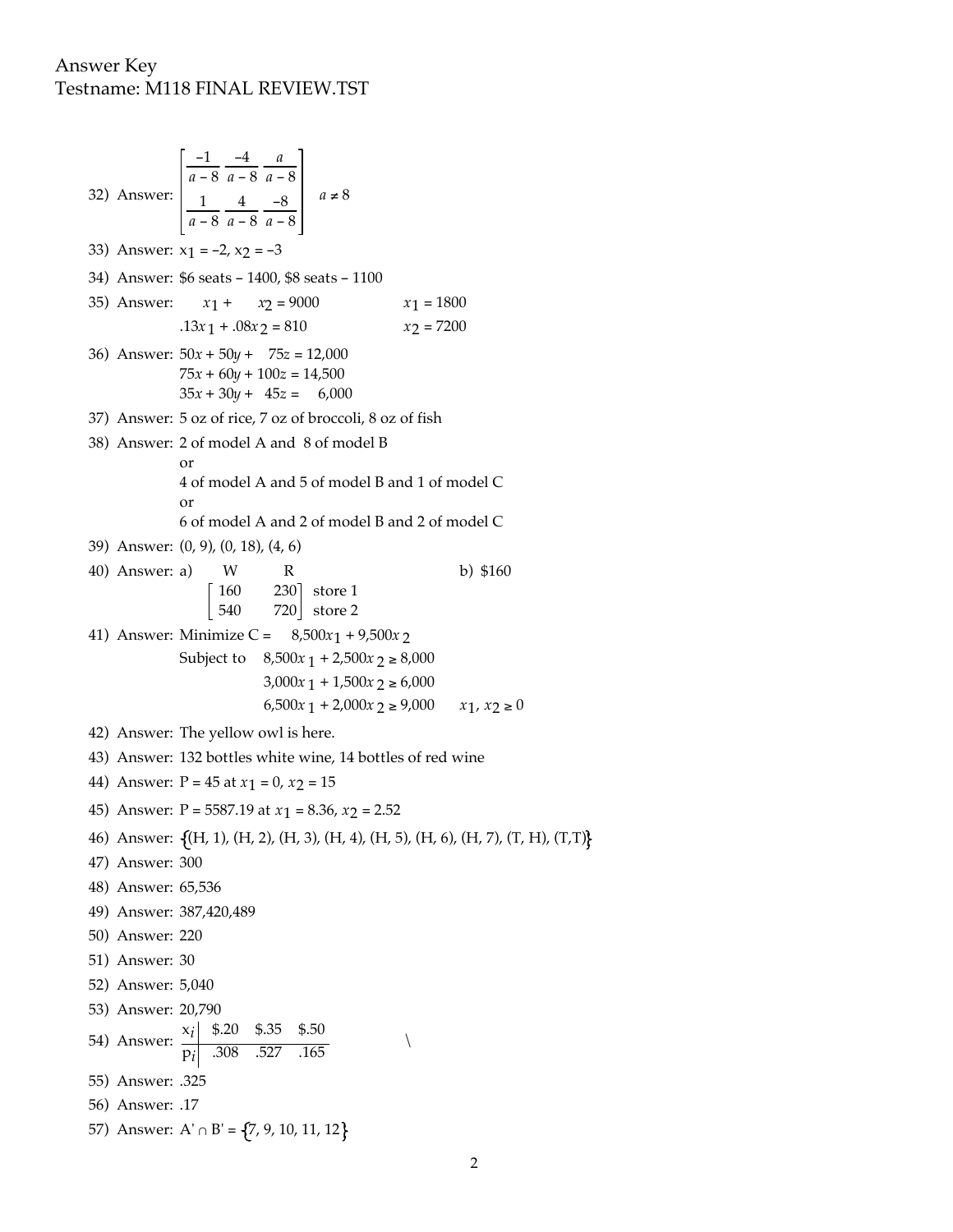Answer Key
Testname: M118 FINAL REVIEW.TST

32) Answer: $\begin{bmatrix} \frac{-1}{a-8} & \frac{-4}{a-8} & \frac{a}{a-8} \\ \frac{1}{a-8} & \frac{4}{a-8} & \frac{-8}{a-8} \end{bmatrix}$ $a \neq 8$

33) Answer: $x_1 = -2$, $x_2 = -3$

34) Answer: \$6 seats – 1400, \$8 seats – 1100

35) Answer: $x_1 + x_2 = 9000$, $.13x_1 + .08x_2 = 810$; $x_1 = 1800$, $x_2 = 7200$

36) Answer:
$$50x + 50y + 75z = 12{,}000$$
$$75x + 60y + 100z = 14{,}500$$
$$35x + 30y + 45z = 6{,}000$$

37) Answer: 5 oz of rice, 7 oz of broccoli, 8 oz of fish

38) Answer: 2 of model A and 8 of model B
or
4 of model A and 5 of model B and 1 of model C
or
6 of model A and 2 of model B and 2 of model C

39) Answer: (0, 9), (0, 18), (4, 6)

40) Answer: a)

| | W | R | |
|---|---|---|---|
| | 160 | 230 | store 1 |
| | 540 | 720 | store 2 |

b) \$160

41) Answer: Minimize $C = 8{,}500x_1 + 9{,}500x_2$
Subject to
$$8{,}500x_1 + 2{,}500x_2 \geq 8{,}000$$
$$3{,}000x_1 + 1{,}500x_2 \geq 6{,}000$$
$$6{,}500x_1 + 2{,}000x_2 \geq 9{,}000 \qquad x_1, x_2 \geq 0$$

42) Answer: The yellow owl is here.

43) Answer: 132 bottles white wine, 14 bottles of red wine

44) Answer: $P = 45$ at $x_1 = 0$, $x_2 = 15$

45) Answer: $P = 5587.19$ at $x_1 = 8.36$, $x_2 = 2.52$

46) Answer: {(H, 1), (H, 2), (H, 3), (H, 4), (H, 5), (H, 6), (H, 7), (T, H), (T,T)}

47) Answer: 300

48) Answer: 65,536

49) Answer: 387,420,489

50) Answer: 220

51) Answer: 30

52) Answer: 5,040

53) Answer: 20,790

54) Answer:

| $x_i$ | \$.20 | \$.35 | \$.50 |
|---|---|---|---|
| $p_i$ | .308 | .527 | .165 |

55) Answer: .325

56) Answer: .17

57) Answer: $A' \cap B' = \{7, 9, 10, 11, 12\}$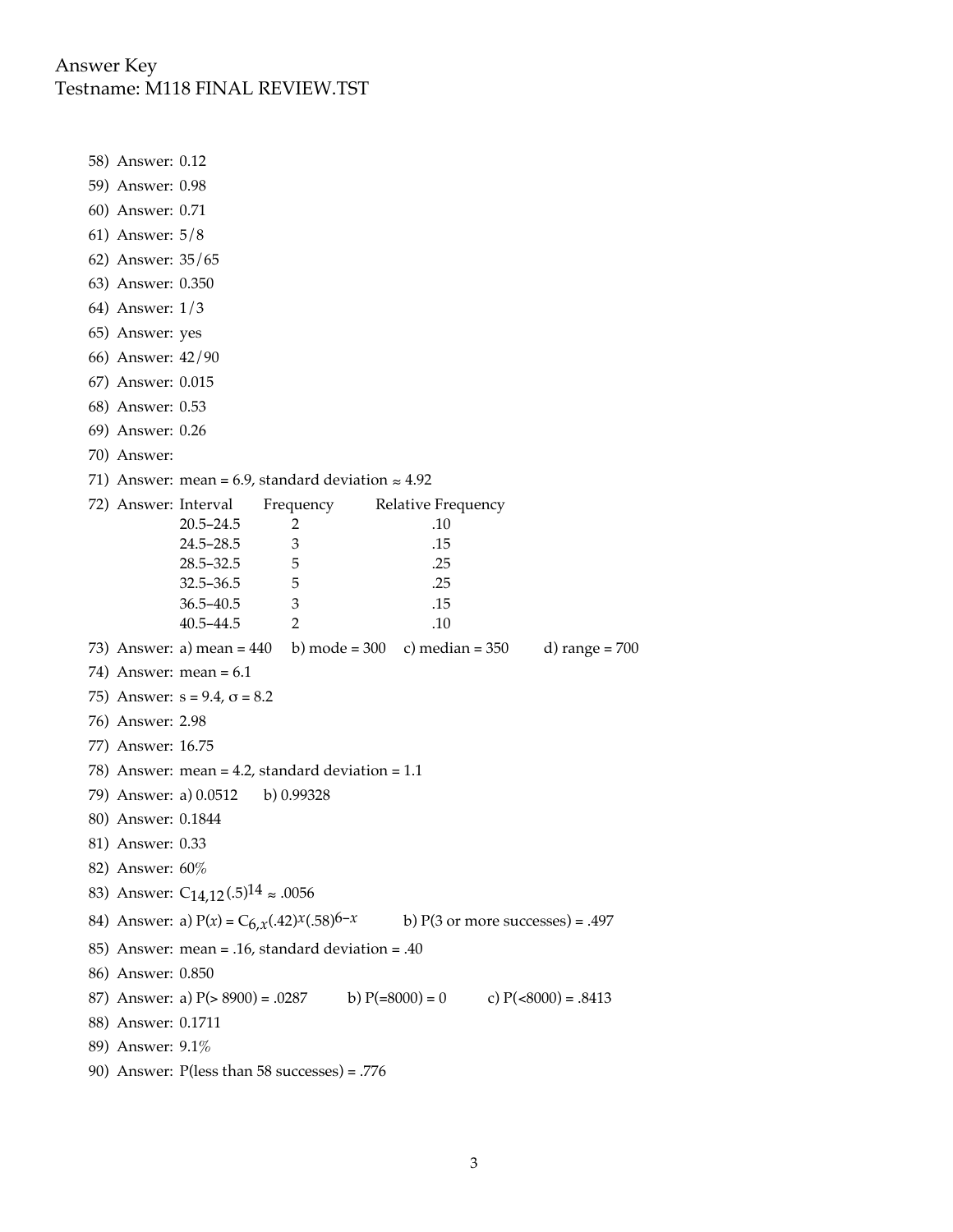Answer Key
Testname: M118 FINAL REVIEW.TST

58) Answer: 0.12

59) Answer: 0.98

60) Answer: 0.71

61) Answer: 5/8

62) Answer: 35/65

63) Answer: 0.350

64) Answer: 1/3

65) Answer: yes

66) Answer: 42/90

67) Answer: 0.015

68) Answer: 0.53

69) Answer: 0.26

70) Answer:

71) Answer: mean = 6.9, standard deviation ≈ 4.92

72) Answer:

| Interval | Frequency | Relative Frequency |
|---|---|---|
| 20.5–24.5 | 2 | .10 |
| 24.5–28.5 | 3 | .15 |
| 28.5–32.5 | 5 | .25 |
| 32.5–36.5 | 5 | .25 |
| 36.5–40.5 | 3 | .15 |
| 40.5–44.5 | 2 | .10 |

73) Answer: a) mean = 440 b) mode = 300 c) median = 350 d) range = 700

74) Answer: mean = 6.1

75) Answer: s = 9.4, σ = 8.2

76) Answer: 2.98

77) Answer: 16.75

78) Answer: mean = 4.2, standard deviation = 1.1

79) Answer: a) 0.0512 b) 0.99328

80) Answer: 0.1844

81) Answer: 0.33

82) Answer: 60%

83) Answer: $C_{14,12}(.5)^{14} \approx .0056$

84) Answer: a) $P(x) = C_{6,x}(.42)^{x}(.58)^{6-x}$ b) P(3 or more successes) = .497

85) Answer: mean = .16, standard deviation = .40

86) Answer: 0.850

87) Answer: a) P(> 8900) = .0287 b) P(=8000) = 0 c) P(<8000) = .8413

88) Answer: 0.1711

89) Answer: 9.1%

90) Answer: P(less than 58 successes) = .776